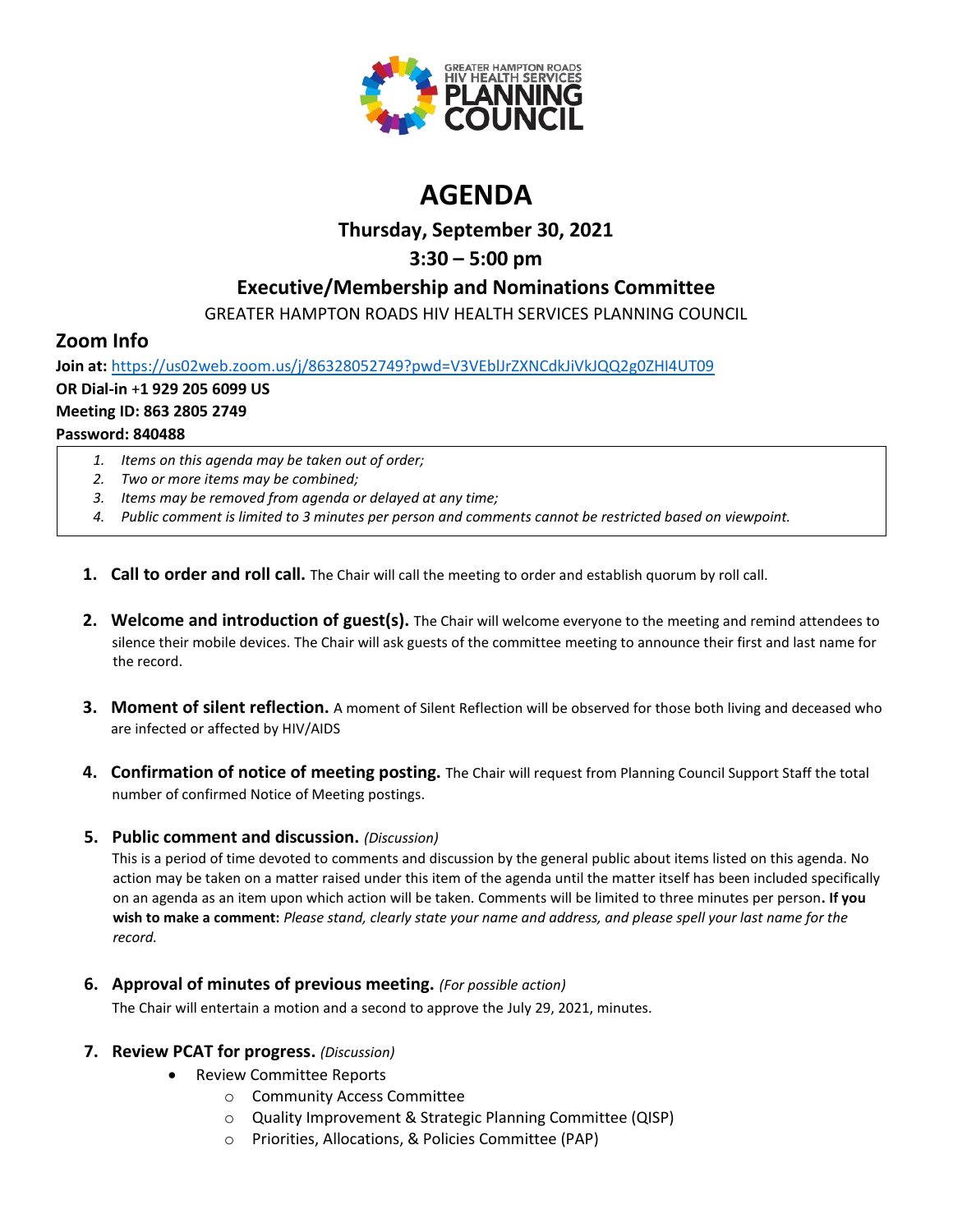GREATER HAMPTON ROADS HIV HEALTH SERVICES PLANNING COUNCIL

# AGENDA

## Thursday, September 30, 2021

## 3:30 – 5:00 pm

## Executive/Membership and Nominations Committee

GREATER HAMPTON ROADS HIV HEALTH SERVICES PLANNING COUNCIL

## Zoom Info

**Join at:** https://us02web.zoom.us/j/86328052749?pwd=V3VEblJrZXNCdkJiVkJQQ2g0ZHI4UT09

**OR Dial-in +1 929 205 6099 US**

**Meeting ID: 863 2805 2749**

**Password: 840488**

> 1. *Items on this agenda may be taken out of order;*
> 2. *Two or more items may be combined;*
> 3. *Items may be removed from agenda or delayed at any time;*
> 4. *Public comment is limited to 3 minutes per person and comments cannot be restricted based on viewpoint.*

1. **Call to order and roll call.** The Chair will call the meeting to order and establish quorum by roll call.

2. **Welcome and introduction of guest(s).** The Chair will welcome everyone to the meeting and remind attendees to silence their mobile devices. The Chair will ask guests of the committee meeting to announce their first and last name for the record.

3. **Moment of silent reflection.** A moment of Silent Reflection will be observed for those both living and deceased who are infected or affected by HIV/AIDS

4. **Confirmation of notice of meeting posting.** The Chair will request from Planning Council Support Staff the total number of confirmed Notice of Meeting postings.

5. **Public comment and discussion.** *(Discussion)*

   This is a period of time devoted to comments and discussion by the general public about items listed on this agenda. No action may be taken on a matter raised under this item of the agenda until the matter itself has been included specifically on an agenda as an item upon which action will be taken. Comments will be limited to three minutes per person**. If you wish to make a comment:** *Please stand, clearly state your name and address, and please spell your last name for the record.*

6. **Approval of minutes of previous meeting.** *(For possible action)*

   The Chair will entertain a motion and a second to approve the July 29, 2021, minutes.

7. **Review PCAT for progress.** *(Discussion)*
   - Review Committee Reports
     - Community Access Committee
     - Quality Improvement & Strategic Planning Committee (QISP)
     - Priorities, Allocations, & Policies Committee (PAP)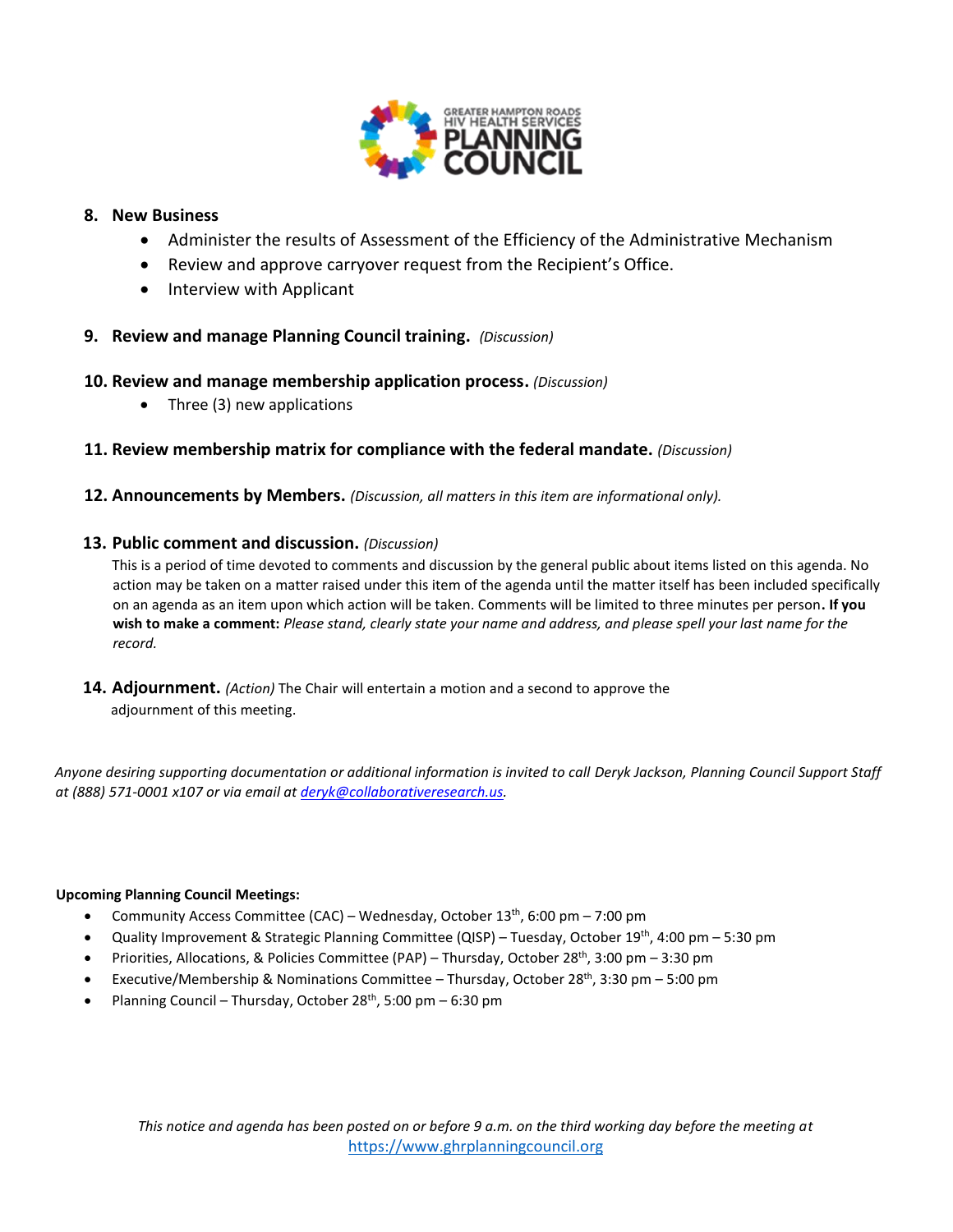GREATER HAMPTON ROADS HIV HEALTH SERVICES PLANNING COUNCIL

8. **New Business**
    - Administer the results of Assessment of the Efficiency of the Administrative Mechanism
    - Review and approve carryover request from the Recipient's Office.
    - Interview with Applicant

9. **Review and manage Planning Council training.** *(Discussion)*

10. **Review and manage membership application process.** *(Discussion)*
    - Three (3) new applications

11. **Review membership matrix for compliance with the federal mandate.** *(Discussion)*

12. **Announcements by Members.** *(Discussion, all matters in this item are informational only).*

13. **Public comment and discussion.** *(Discussion)*
    This is a period of time devoted to comments and discussion by the general public about items listed on this agenda. No action may be taken on a matter raised under this item of the agenda until the matter itself has been included specifically on an agenda as an item upon which action will be taken. Comments will be limited to three minutes per person**. If you wish to make a comment:** *Please stand, clearly state your name and address, and please spell your last name for the record.*

14. **Adjournment.** *(Action)* The Chair will entertain a motion and a second to approve the adjournment of this meeting.

*Anyone desiring supporting documentation or additional information is invited to call Deryk Jackson, Planning Council Support Staff at (888) 571-0001 x107 or via email at deryk@collaborativeresearch.us.*

**Upcoming Planning Council Meetings:**

- Community Access Committee (CAC) – Wednesday, October 13th, 6:00 pm – 7:00 pm
- Quality Improvement & Strategic Planning Committee (QISP) – Tuesday, October 19th, 4:00 pm – 5:30 pm
- Priorities, Allocations, & Policies Committee (PAP) – Thursday, October 28th, 3:00 pm – 3:30 pm
- Executive/Membership & Nominations Committee – Thursday, October 28th, 3:30 pm – 5:00 pm
- Planning Council – Thursday, October 28th, 5:00 pm – 6:30 pm

*This notice and agenda has been posted on or before 9 a.m. on the third working day before the meeting at* https://www.ghrplanningcouncil.org